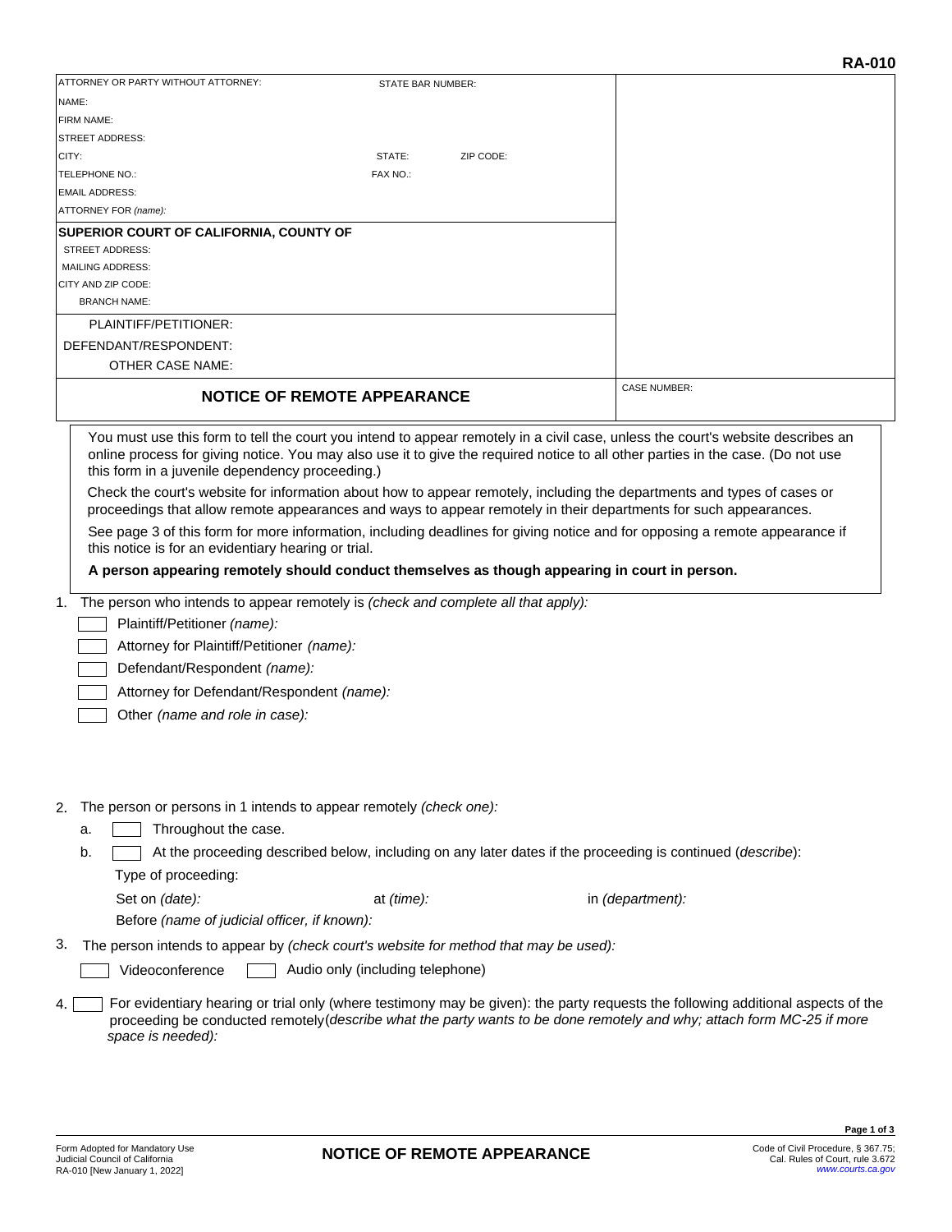RA-010

ATTORNEY OR PARTY WITHOUT ATTORNEY: STATE BAR NUMBER:

NAME:

FIRM NAME:

STREET ADDRESS:

CITY: STATE: ZIP CODE:

TELEPHONE NO.: FAX NO.:

EMAIL ADDRESS:

ATTORNEY FOR *(name):*

**SUPERIOR COURT OF CALIFORNIA, COUNTY OF**

STREET ADDRESS:

MAILING ADDRESS:

CITY AND ZIP CODE:

BRANCH NAME:

PLAINTIFF/PETITIONER:

DEFENDANT/RESPONDENT:

OTHER CASE NAME:

## NOTICE OF REMOTE APPEARANCE

CASE NUMBER:

You must use this form to tell the court you intend to appear remotely in a civil case, unless the court's website describes an online process for giving notice. You may also use it to give the required notice to all other parties in the case. (Do not use this form in a juvenile dependency proceeding.)

Check the court's website for information about how to appear remotely, including the departments and types of cases or proceedings that allow remote appearances and ways to appear remotely in their departments for such appearances.

See page 3 of this form for more information, including deadlines for giving notice and for opposing a remote appearance if this notice is for an evidentiary hearing or trial.

**A person appearing remotely should conduct themselves as though appearing in court in person.**

1. The person who intends to appear remotely is *(check and complete all that apply):*
   - ☐ Plaintiff/Petitioner *(name):*
   - ☐ Attorney for Plaintiff/Petitioner *(name):*
   - ☐ Defendant/Respondent *(name):*
   - ☐ Attorney for Defendant/Respondent *(name):*
   - ☐ Other *(name and role in case):*

2. The person or persons in 1 intends to appear remotely *(check one):*
   - a. ☐ Throughout the case.
   - b. ☐ At the proceeding described below, including on any later dates if the proceeding is continued (*describe*):

     Type of proceeding:

     Set on *(date):* at *(time):* in *(department):*

     Before *(name of judicial officer, if known):*

3. The person intends to appear by *(check court's website for method that may be used):*

   ☐ Videoconference ☐ Audio only (including telephone)

4. ☐ For evidentiary hearing or trial only (where testimony may be given): the party requests the following additional aspects of the proceeding be conducted remotely*(describe what the party wants to be done remotely and why; attach form MC-25 if more space is needed):*

Form Adopted for Mandatory Use
Judicial Council of California
RA-010 [New January 1, 2022]

**NOTICE OF REMOTE APPEARANCE**

Code of Civil Procedure, § 367.75;
Cal. Rules of Court, rule 3.672
www.courts.ca.gov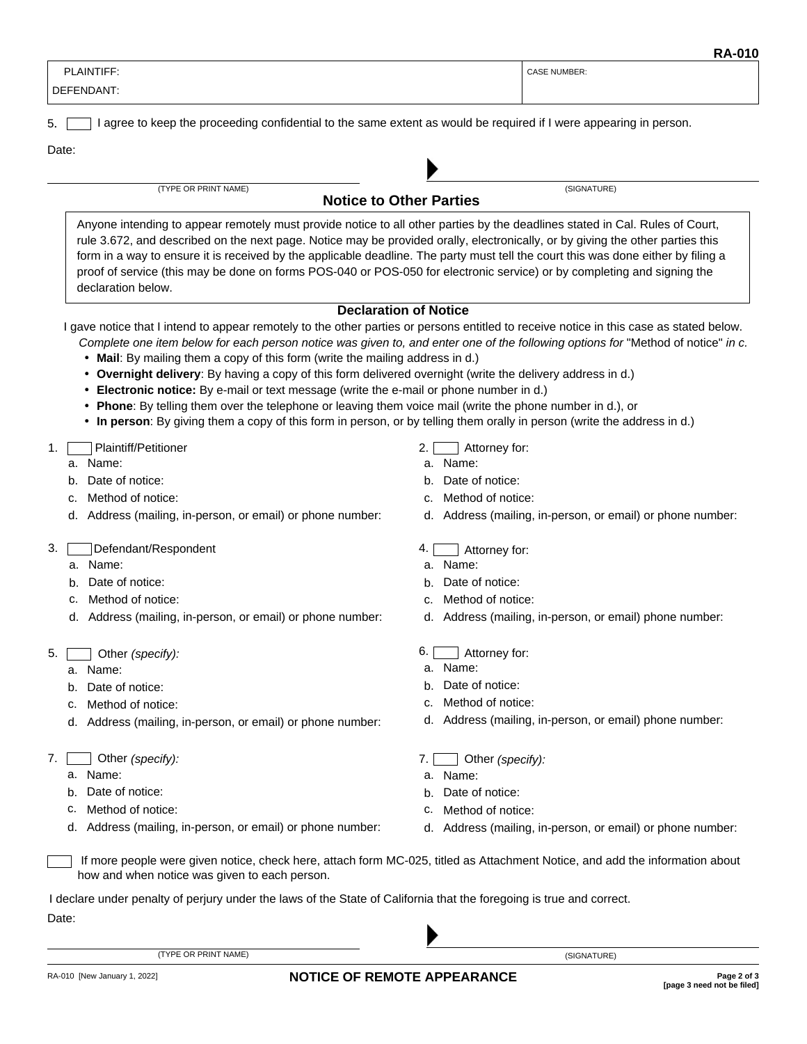**RA-010**

| PLAINTIFF: | CASE NUMBER: |
| --- | --- |
| DEFENDANT: | |

5. ☐ I agree to keep the proceeding confidential to the same extent as would be required if I were appearing in person.

Date:

(TYPE OR PRINT NAME) ▶ (SIGNATURE)

## Notice to Other Parties

Anyone intending to appear remotely must provide notice to all other parties by the deadlines stated in Cal. Rules of Court, rule 3.672, and described on the next page. Notice may be provided orally, electronically, or by giving the other parties this form in a way to ensure it is received by the applicable deadline. The party must tell the court this was done either by filing a proof of service (this may be done on forms POS-040 or POS-050 for electronic service) or by completing and signing the declaration below.

### Declaration of Notice

I gave notice that I intend to appear remotely to the other parties or persons entitled to receive notice in this case as stated below.

*Complete one item below for each person notice was given to, and enter one of the following options for* "Method of notice" *in c.*

- **Mail**: By mailing them a copy of this form (write the mailing address in d.)
- **Overnight delivery**: By having a copy of this form delivered overnight (write the delivery address in d.)
- **Electronic notice:** By e-mail or text message (write the e-mail or phone number in d.)
- **Phone**: By telling them over the telephone or leaving them voice mail (write the phone number in d.), or
- **In person**: By giving them a copy of this form in person, or by telling them orally in person (write the address in d.)

1. ☐ Plaintiff/Petitioner
   a. Name:
   b. Date of notice:
   c. Method of notice:
   d. Address (mailing, in-person, or email) or phone number:

2. ☐ Attorney for:
   a. Name:
   b. Date of notice:
   c. Method of notice:
   d. Address (mailing, in-person, or email) or phone number:

3. ☐ Defendant/Respondent
   a. Name:
   b. Date of notice:
   c. Method of notice:
   d. Address (mailing, in-person, or email) or phone number:

4. ☐ Attorney for:
   a. Name:
   b. Date of notice:
   c. Method of notice:
   d. Address (mailing, in-person, or email) phone number:

5. ☐ Other *(specify)*:
   a. Name:
   b. Date of notice:
   c. Method of notice:
   d. Address (mailing, in-person, or email) or phone number:

6. ☐ Attorney for:
   a. Name:
   b. Date of notice:
   c. Method of notice:
   d. Address (mailing, in-person, or email) phone number:

7. ☐ Other *(specify)*:
   a. Name:
   b. Date of notice:
   c. Method of notice:
   d. Address (mailing, in-person, or email) or phone number:

7. ☐ Other *(specify)*:
   a. Name:
   b. Date of notice:
   c. Method of notice:
   d. Address (mailing, in-person, or email) or phone number:

☐ If more people were given notice, check here, attach form MC-025, titled as Attachment Notice, and add the information about how and when notice was given to each person.

I declare under penalty of perjury under the laws of the State of California that the foregoing is true and correct.

Date:

(TYPE OR PRINT NAME) ▶ (SIGNATURE)

RA-010 [New January 1, 2022] **NOTICE OF REMOTE APPEARANCE** **[page 3 need not be filed]**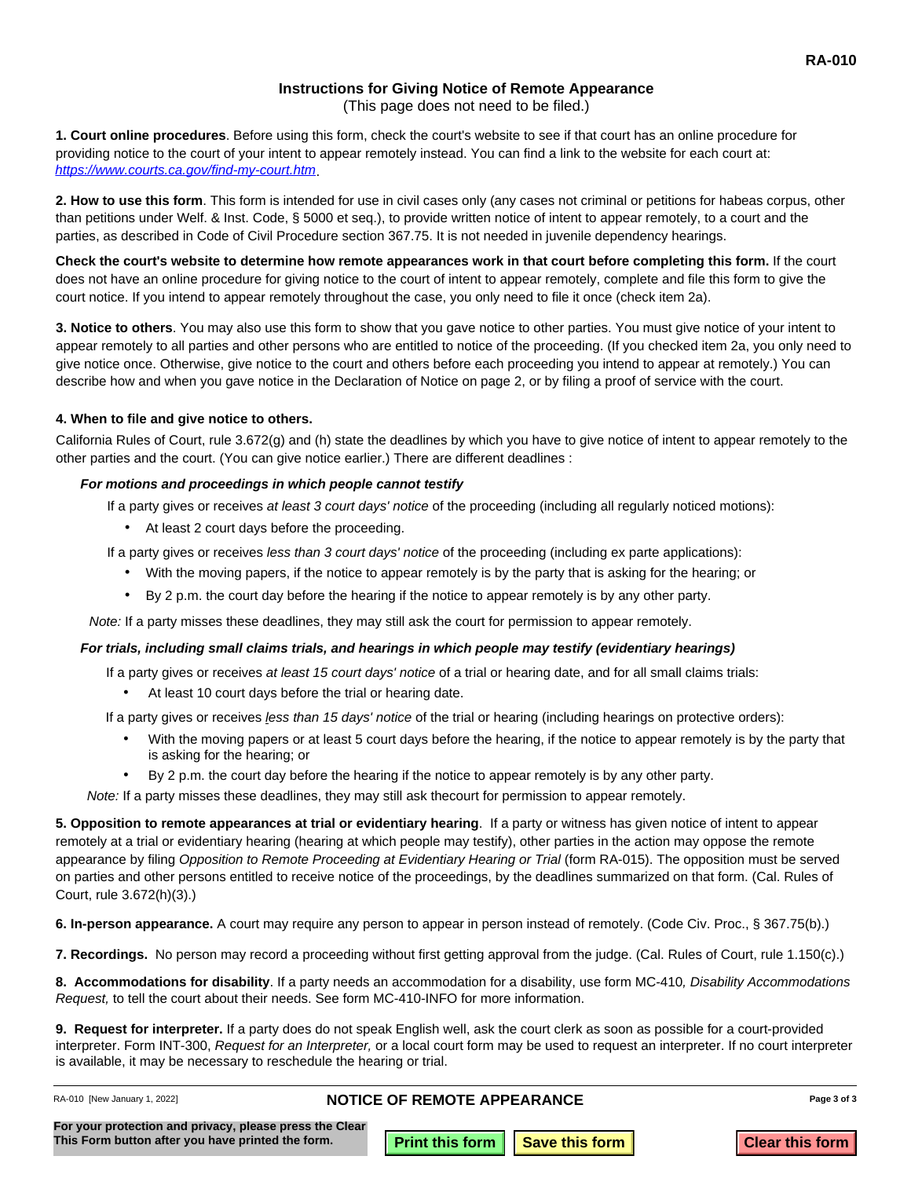RA-010

# Instructions for Giving Notice of Remote Appearance

(This page does not need to be filed.)

**1. Court online procedures**. Before using this form, check the court's website to see if that court has an online procedure for providing notice to the court of your intent to appear remotely instead. You can find a link to the website for each court at: *https://www.courts.ca.gov/find-my-court.htm*.

**2. How to use this form**. This form is intended for use in civil cases only (any cases not criminal or petitions for habeas corpus, other than petitions under Welf. & Inst. Code, § 5000 et seq.), to provide written notice of intent to appear remotely, to a court and the parties, as described in Code of Civil Procedure section 367.75. It is not needed in juvenile dependency hearings.

**Check the court's website to determine how remote appearances work in that court before completing this form.** If the court does not have an online procedure for giving notice to the court of intent to appear remotely, complete and file this form to give the court notice. If you intend to appear remotely throughout the case, you only need to file it once (check item 2a).

**3. Notice to others**. You may also use this form to show that you gave notice to other parties. You must give notice of your intent to appear remotely to all parties and other persons who are entitled to notice of the proceeding. (If you checked item 2a, you only need to give notice once. Otherwise, give notice to the court and others before each proceeding you intend to appear at remotely.) You can describe how and when you gave notice in the Declaration of Notice on page 2, or by filing a proof of service with the court.

**4. When to file and give notice to others.**

California Rules of Court, rule 3.672(g) and (h) state the deadlines by which you have to give notice of intent to appear remotely to the other parties and the court. (You can give notice earlier.) There are different deadlines :

***For motions and proceedings in which people cannot testify***

If a party gives or receives *at least 3 court days' notice* of the proceeding (including all regularly noticed motions):

- At least 2 court days before the proceeding.

If a party gives or receives *less than 3 court days' notice* of the proceeding (including ex parte applications):

- With the moving papers, if the notice to appear remotely is by the party that is asking for the hearing; or
- By 2 p.m. the court day before the hearing if the notice to appear remotely is by any other party.

*Note:* If a party misses these deadlines, they may still ask the court for permission to appear remotely.

***For trials, including small claims trials, and hearings in which people may testify (evidentiary hearings)***

If a party gives or receives *at least 15 court days' notice* of a trial or hearing date, and for all small claims trials:

- At least 10 court days before the trial or hearing date.

If a party gives or receives *less than 15 days' notice* of the trial or hearing (including hearings on protective orders):

- With the moving papers or at least 5 court days before the hearing, if the notice to appear remotely is by the party that is asking for the hearing; or
- By 2 p.m. the court day before the hearing if the notice to appear remotely is by any other party.

*Note:* If a party misses these deadlines, they may still ask thecourt for permission to appear remotely.

**5. Opposition to remote appearances at trial or evidentiary hearing**. If a party or witness has given notice of intent to appear remotely at a trial or evidentiary hearing (hearing at which people may testify), other parties in the action may oppose the remote appearance by filing *Opposition to Remote Proceeding at Evidentiary Hearing or Trial* (form RA-015). The opposition must be served on parties and other persons entitled to receive notice of the proceedings, by the deadlines summarized on that form. (Cal. Rules of Court, rule 3.672(h)(3).)

**6. In-person appearance.** A court may require any person to appear in person instead of remotely. (Code Civ. Proc., § 367.75(b).)

**7. Recordings.** No person may record a proceeding without first getting approval from the judge. (Cal. Rules of Court, rule 1.150(c).)

**8. Accommodations for disability**. If a party needs an accommodation for a disability, use form MC-410*, Disability Accommodations Request,* to tell the court about their needs. See form MC-410-INFO for more information.

**9. Request for interpreter.** If a party does do not speak English well, ask the court clerk as soon as possible for a court-provided interpreter. Form INT-300, *Request for an Interpreter,* or a local court form may be used to request an interpreter. If no court interpreter is available, it may be necessary to reschedule the hearing or trial.

RA-010 [New January 1, 2022]

**NOTICE OF REMOTE APPEARANCE**

**For your protection and privacy, please press the Clear This Form button after you have printed the form.**

Print this form | Save this form | Clear this form